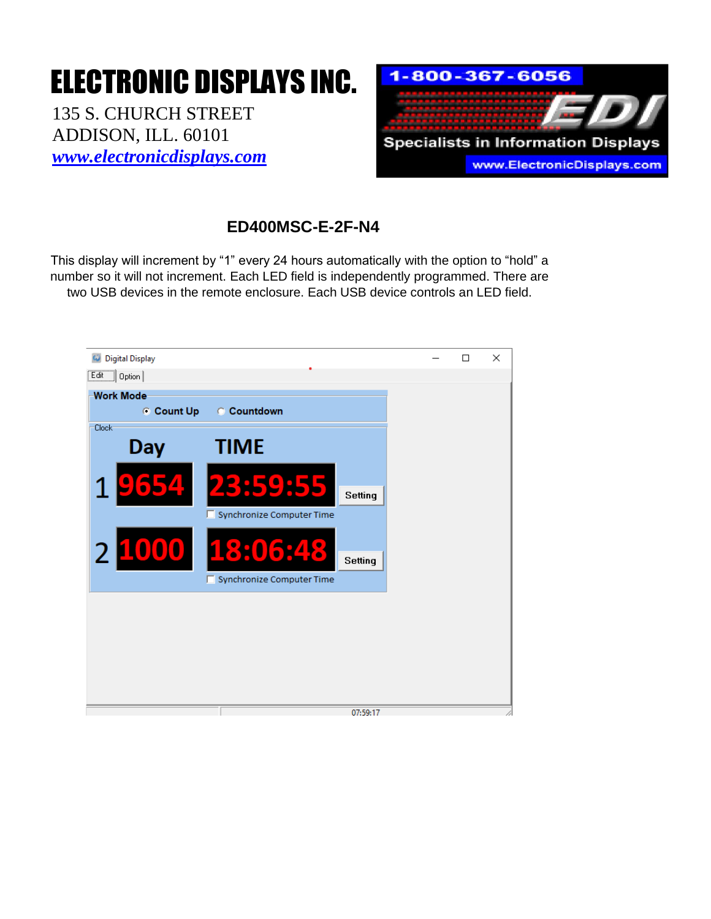# ELECTRONIC DISPLAYS INC.

135 S. CHURCH STREET
ADDISON, ILL. 60101
[www.electronicdisplays.com](http://www.electronicdisplays.com)

1-800-367-6056
EDI
Specialists in Information Displays
www.ElectronicDisplays.com

## ED400MSC-E-2F-N4

This display will increment by "1" every 24 hours automatically with the option to "hold" a number so it will not increment. Each LED field is independently programmed. There are two USB devices in the remote enclosure. Each USB device controls an LED field.

Digital Display

Edit | Option

**Work Mode**

◉ Count Up ○ Countdown

Clock

| | Day | TIME | |
|---|---|---|---|
| 1 | 9654 | 23:59:55 | Setting |
| | | ☐ Synchronize Computer Time | |
| 2 | 1000 | 18:06:48 | Setting |
| | | ☐ Synchronize Computer Time | |

07:59:17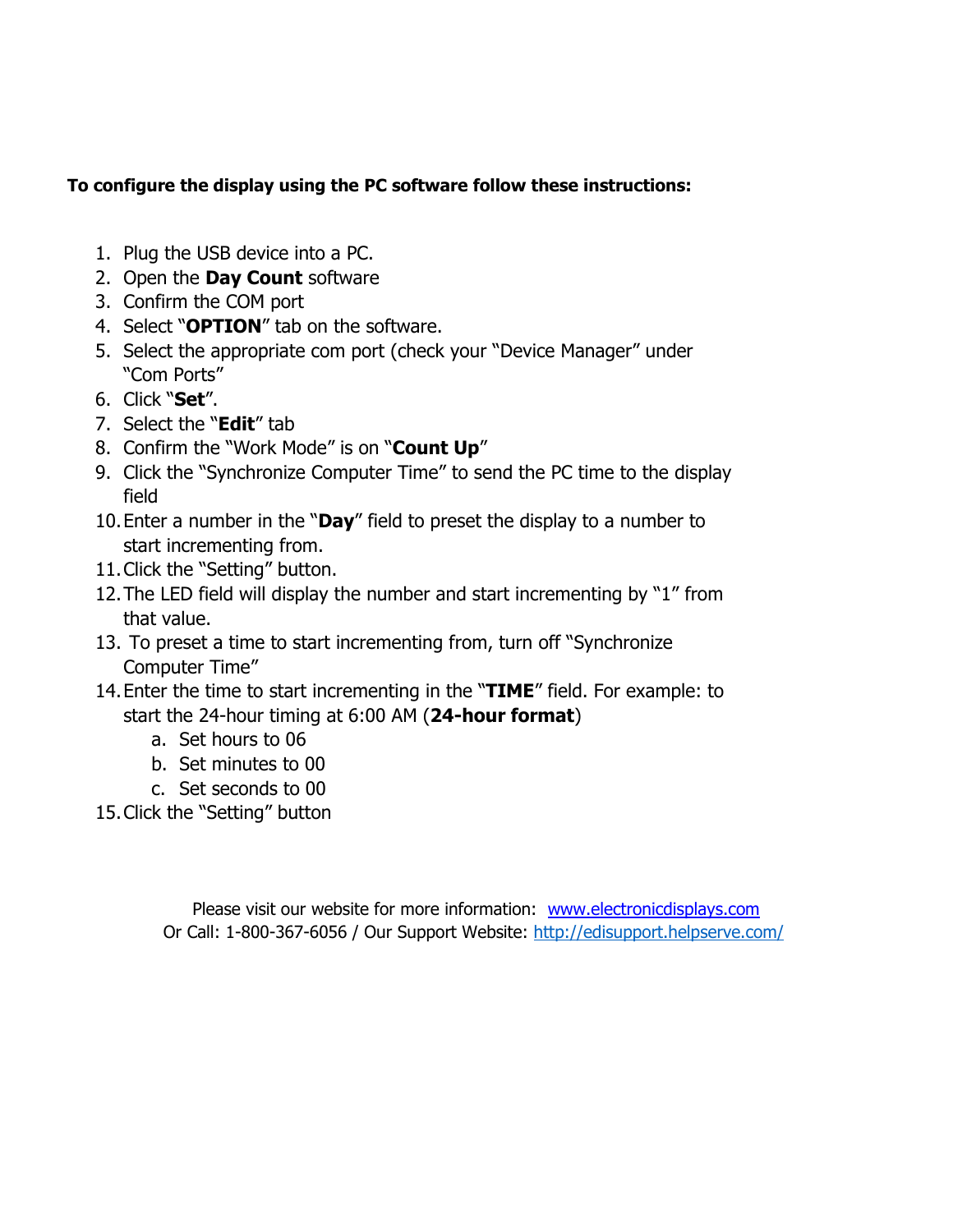**To configure the display using the PC software follow these instructions:**

1. Plug the USB device into a PC.
2. Open the **Day Count** software
3. Confirm the COM port
4. Select "**OPTION**" tab on the software.
5. Select the appropriate com port (check your "Device Manager" under "Com Ports"
6. Click "**Set**".
7. Select the "**Edit**" tab
8. Confirm the "Work Mode" is on "**Count Up**"
9. Click the "Synchronize Computer Time" to send the PC time to the display field
10. Enter a number in the "**Day**" field to preset the display to a number to start incrementing from.
11. Click the "Setting" button.
12. The LED field will display the number and start incrementing by "1" from that value.
13. To preset a time to start incrementing from, turn off "Synchronize Computer Time"
14. Enter the time to start incrementing in the "**TIME**" field. For example: to start the 24-hour timing at 6:00 AM (**24-hour format**)
    a. Set hours to 06
    b. Set minutes to 00
    c. Set seconds to 00
15. Click the "Setting" button

Please visit our website for more information: [www.electronicdisplays.com](http://www.electronicdisplays.com)
Or Call: 1-800-367-6056 / Our Support Website: [http://edisupport.helpserve.com/](http://edisupport.helpserve.com/)